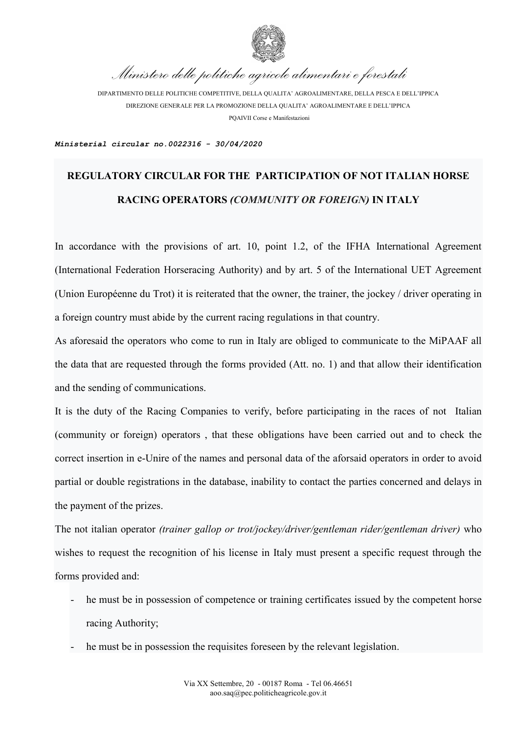*Ministero delle politiche agricole alimentari e forestali*

DIPARTIMENTO DELLE POLITICHE COMPETITIVE, DELLA QUALITA' AGROALIMENTARE, DELLA PESCA E DELL'IPPICA

DIREZIONE GENERALE PER LA PROMOZIONE DELLA QUALITA' AGROALIMENTARE E DELL'IPPICA

PQAIVII Corse e Manifestazioni

***Ministerial circular no.0022316 - 30/04/2020***

# REGULATORY CIRCULAR FOR THE PARTICIPATION OF NOT ITALIAN HORSE RACING OPERATORS *(COMMUNITY OR FOREIGN)* IN ITALY

In accordance with the provisions of art. 10, point 1.2, of the IFHA International Agreement (International Federation Horseracing Authority) and by art. 5 of the International UET Agreement (Union Européenne du Trot) it is reiterated that the owner, the trainer, the jockey / driver operating in a foreign country must abide by the current racing regulations in that country.

As aforesaid the operators who come to run in Italy are obliged to communicate to the MiPAAF all the data that are requested through the forms provided (Att. no. 1) and that allow their identification and the sending of communications.

It is the duty of the Racing Companies to verify, before participating in the races of not Italian (community or foreign) operators , that these obligations have been carried out and to check the correct insertion in e-Unire of the names and personal data of the aforsaid operators in order to avoid partial or double registrations in the database, inability to contact the parties concerned and delays in the payment of the prizes.

The not italian operator *(trainer gallop or trot/jockey/driver/gentleman rider/gentleman driver)* who wishes to request the recognition of his license in Italy must present a specific request through the forms provided and:

- he must be in possession of competence or training certificates issued by the competent horse racing Authority;
- he must be in possession the requisites foreseen by the relevant legislation.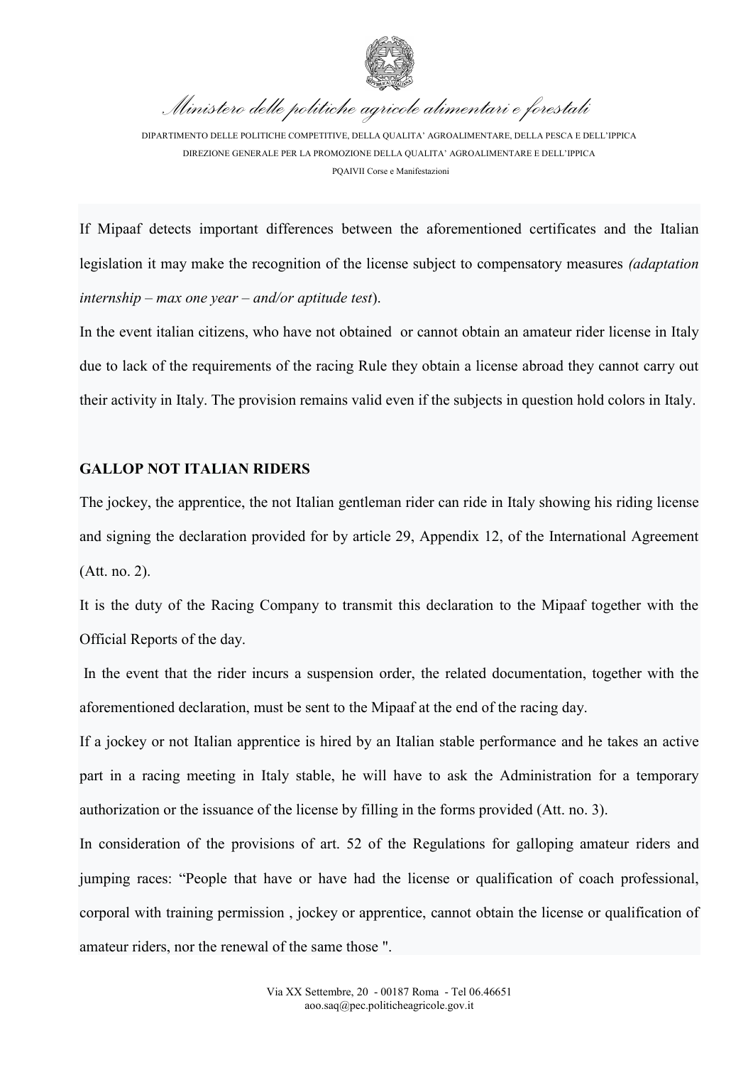If Mipaaf detects important differences between the aforementioned certificates and the Italian legislation it may make the recognition of the license subject to compensatory measures *(adaptation internship – max one year – and/or aptitude test*).

In the event italian citizens, who have not obtained or cannot obtain an amateur rider license in Italy due to lack of the requirements of the racing Rule they obtain a license abroad they cannot carry out their activity in Italy. The provision remains valid even if the subjects in question hold colors in Italy.

**GALLOP NOT ITALIAN RIDERS**

The jockey, the apprentice, the not Italian gentleman rider can ride in Italy showing his riding license and signing the declaration provided for by article 29, Appendix 12, of the International Agreement (Att. no. 2).

It is the duty of the Racing Company to transmit this declaration to the Mipaaf together with the Official Reports of the day.

In the event that the rider incurs a suspension order, the related documentation, together with the aforementioned declaration, must be sent to the Mipaaf at the end of the racing day.

If a jockey or not Italian apprentice is hired by an Italian stable performance and he takes an active part in a racing meeting in Italy stable, he will have to ask the Administration for a temporary authorization or the issuance of the license by filling in the forms provided (Att. no. 3).

In consideration of the provisions of art. 52 of the Regulations for galloping amateur riders and jumping races: "People that have or have had the license or qualification of coach professional, corporal with training permission , jockey or apprentice, cannot obtain the license or qualification of amateur riders, nor the renewal of the same those ".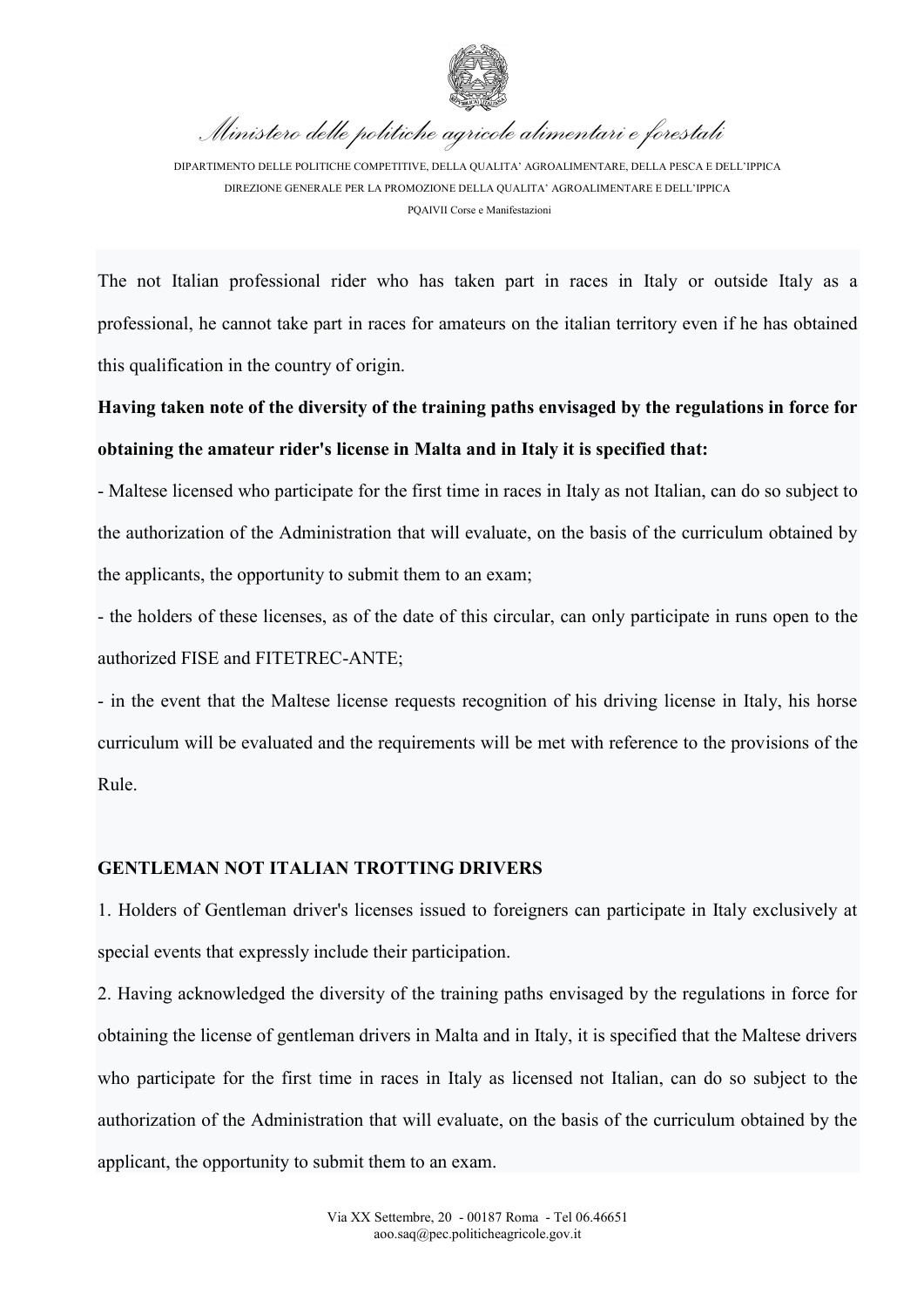The not Italian professional rider who has taken part in races in Italy or outside Italy as a professional, he cannot take part in races for amateurs on the italian territory even if he has obtained this qualification in the country of origin.

**Having taken note of the diversity of the training paths envisaged by the regulations in force for obtaining the amateur rider's license in Malta and in Italy it is specified that:**

- Maltese licensed who participate for the first time in races in Italy as not Italian, can do so subject to the authorization of the Administration that will evaluate, on the basis of the curriculum obtained by the applicants, the opportunity to submit them to an exam;
- the holders of these licenses, as of the date of this circular, can only participate in runs open to the authorized FISE and FITETREC-ANTE;
- in the event that the Maltese license requests recognition of his driving license in Italy, his horse curriculum will be evaluated and the requirements will be met with reference to the provisions of the Rule.

**GENTLEMAN NOT ITALIAN TROTTING DRIVERS**

1. Holders of Gentleman driver's licenses issued to foreigners can participate in Italy exclusively at special events that expressly include their participation.
2. Having acknowledged the diversity of the training paths envisaged by the regulations in force for obtaining the license of gentleman drivers in Malta and in Italy, it is specified that the Maltese drivers who participate for the first time in races in Italy as licensed not Italian, can do so subject to the authorization of the Administration that will evaluate, on the basis of the curriculum obtained by the applicant, the opportunity to submit them to an exam.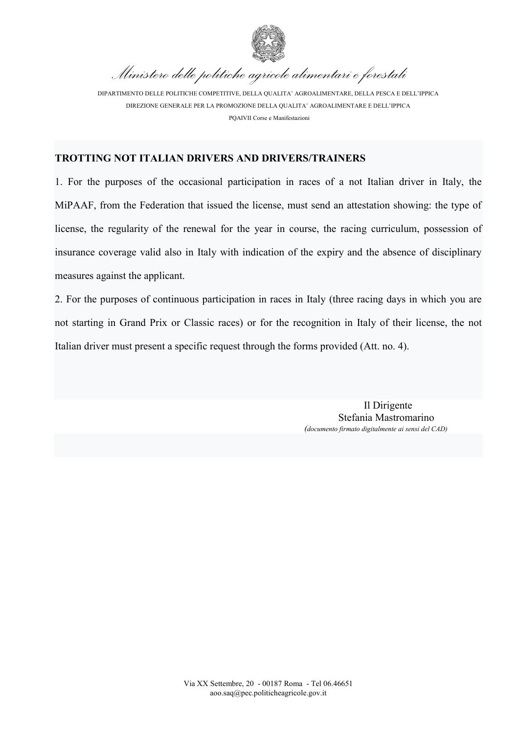*Ministero delle politiche agricole alimentari e forestali*

DIPARTIMENTO DELLE POLITICHE COMPETITIVE, DELLA QUALITA' AGROALIMENTARE, DELLA PESCA E DELL'IPPICA

DIREZIONE GENERALE PER LA PROMOZIONE DELLA QUALITA' AGROALIMENTARE E DELL'IPPICA

PQAIVII Corse e Manifestazioni

**TROTTING NOT ITALIAN DRIVERS AND DRIVERS/TRAINERS**

1. For the purposes of the occasional participation in races of a not Italian driver in Italy, the MiPAAF, from the Federation that issued the license, must send an attestation showing: the type of license, the regularity of the renewal for the year in course, the racing curriculum, possession of insurance coverage valid also in Italy with indication of the expiry and the absence of disciplinary measures against the applicant.

2. For the purposes of continuous participation in races in Italy (three racing days in which you are not starting in Grand Prix or Classic races) or for the recognition in Italy of their license, the not Italian driver must present a specific request through the forms provided (Att. no. 4).

Il Dirigente
Stefania Mastromarino
*(documento firmato digitalmente ai sensi del CAD)*

Via XX Settembre, 20 - 00187 Roma - Tel 06.46651
aoo.saq@pec.politicheagricole.gov.it